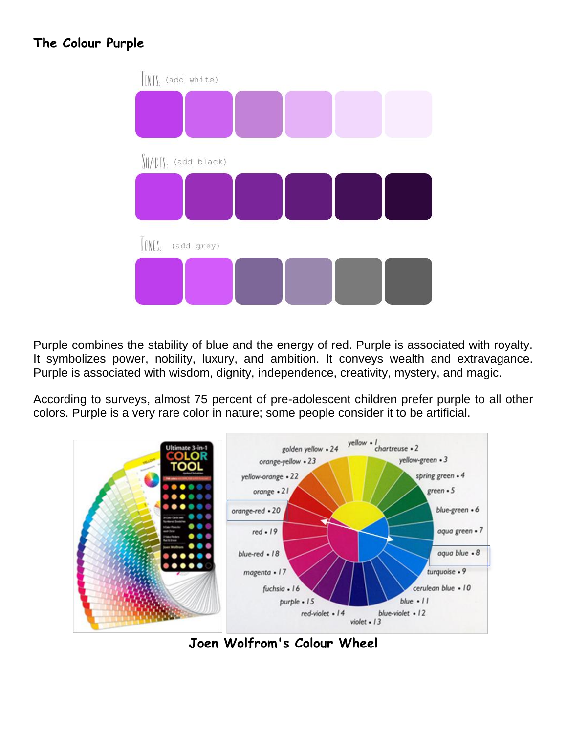# The Colour Purple

TINTS: (add white)

SHADES: (add black)

TONES: (add grey)

Purple combines the stability of blue and the energy of red. Purple is associated with royalty. It symbolizes power, nobility, luxury, and ambition. It conveys wealth and extravagance. Purple is associated with wisdom, dignity, independence, creativity, mystery, and magic.

According to surveys, almost 75 percent of pre-adolescent children prefer purple to all other colors. Purple is a very rare color in nature; some people consider it to be artificial.

Ultimate 3-in-1 COLOR TOOL

yellow • 1
chartreuse • 2
yellow-green • 3
spring green • 4
green • 5
blue-green • 6
aqua green • 7
aqua blue • 8
turquoise • 9
cerulean blue • 10
blue • 11
blue-violet • 12
violet • 13
red-violet • 14
purple • 15
fuchsia • 16
magenta • 17
blue-red • 18
red • 19
orange-red • 20
orange • 21
yellow-orange • 22
orange-yellow • 23
golden yellow • 24

**Joen Wolfrom's Colour Wheel**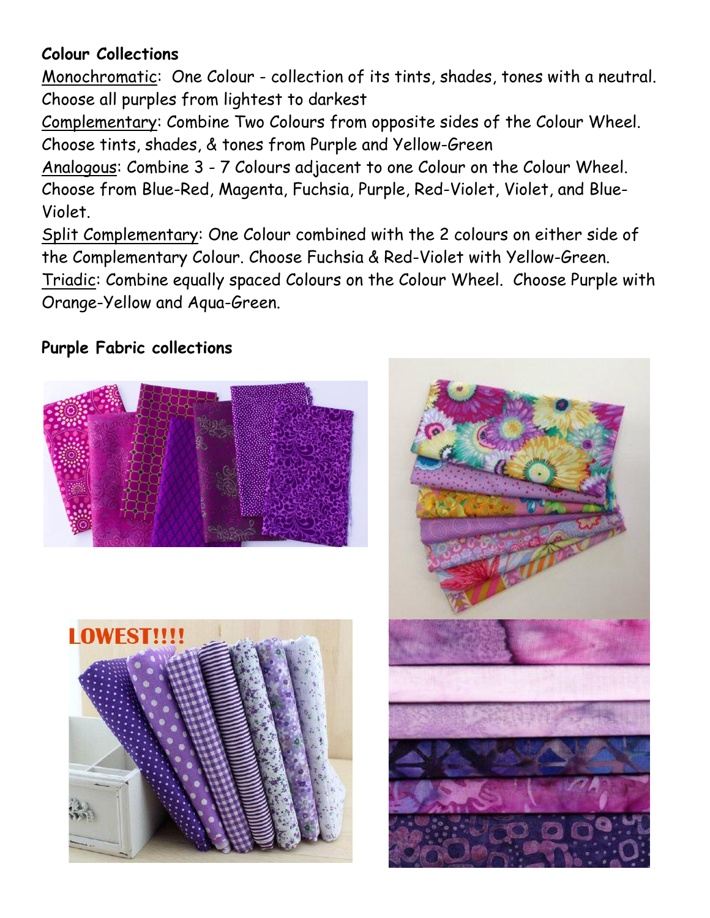**Colour Collections**

Monochromatic: One Colour - collection of its tints, shades, tones with a neutral. Choose all purples from lightest to darkest

Complementary: Combine Two Colours from opposite sides of the Colour Wheel. Choose tints, shades, & tones from Purple and Yellow-Green

Analogous: Combine 3 - 7 Colours adjacent to one Colour on the Colour Wheel. Choose from Blue-Red, Magenta, Fuchsia, Purple, Red-Violet, Violet, and Blue-Violet.

Split Complementary: One Colour combined with the 2 colours on either side of the Complementary Colour. Choose Fuchsia & Red-Violet with Yellow-Green.

Triadic: Combine equally spaced Colours on the Colour Wheel. Choose Purple with Orange-Yellow and Aqua-Green.

**Purple Fabric collections**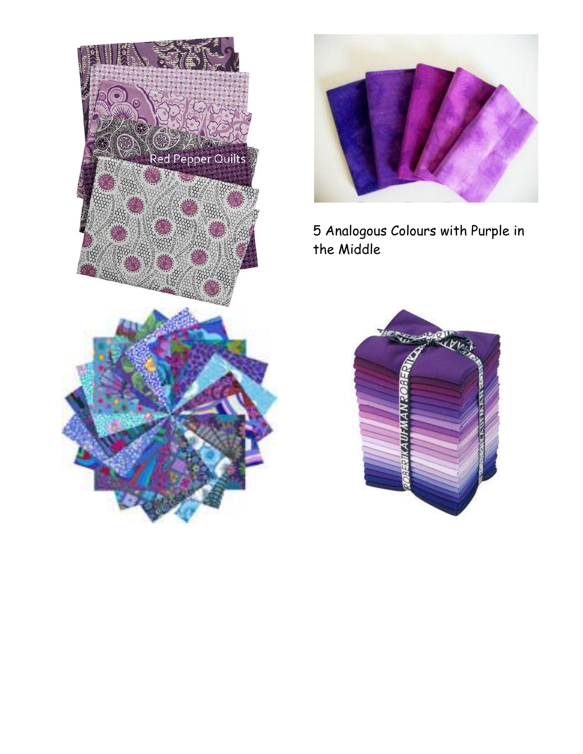5 Analogous Colours with Purple in the Middle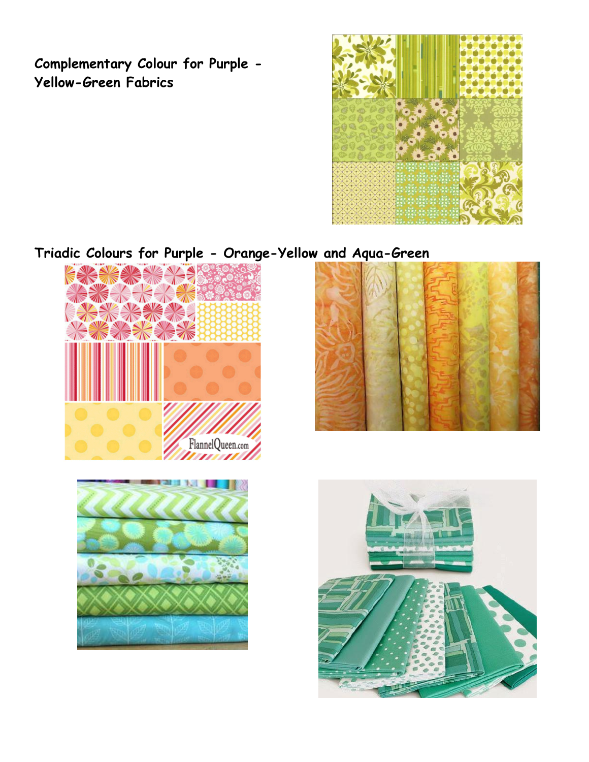**Complementary Colour for Purple - Yellow-Green Fabrics**

**Triadic Colours for Purple - Orange-Yellow and Aqua-Green**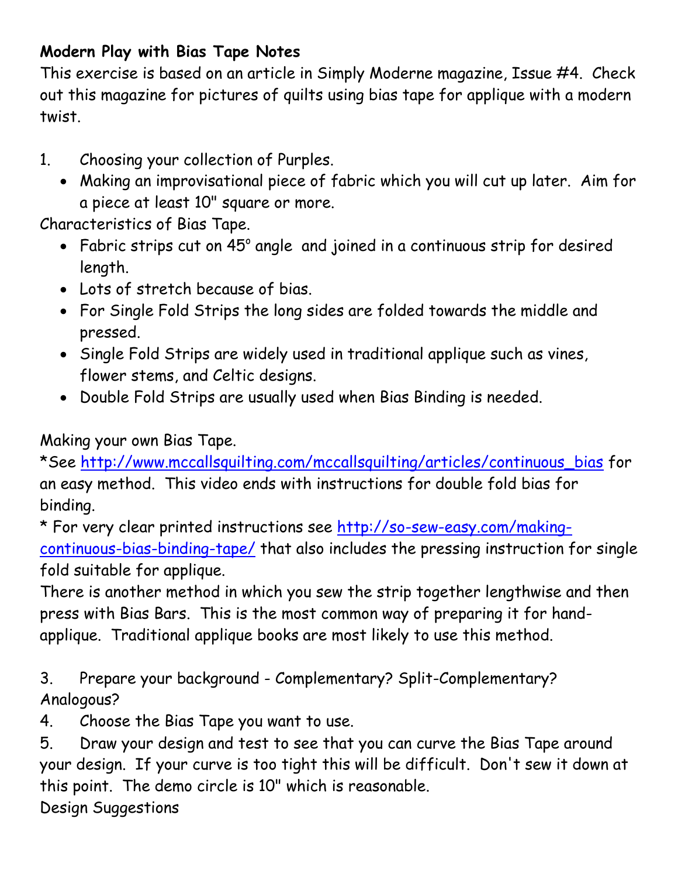**Modern Play with Bias Tape Notes**

This exercise is based on an article in Simply Moderne magazine, Issue #4. Check out this magazine for pictures of quilts using bias tape for applique with a modern twist.

1. Choosing your collection of Purples.
   - Making an improvisational piece of fabric which you will cut up later. Aim for a piece at least 10" square or more.

Characteristics of Bias Tape.

- Fabric strips cut on 45° angle and joined in a continuous strip for desired length.
- Lots of stretch because of bias.
- For Single Fold Strips the long sides are folded towards the middle and pressed.
- Single Fold Strips are widely used in traditional applique such as vines, flower stems, and Celtic designs.
- Double Fold Strips are usually used when Bias Binding is needed.

Making your own Bias Tape.

*See http://www.mccallsquilting.com/mccallsquilting/articles/continuous_bias for an easy method. This video ends with instructions for double fold bias for binding.

* For very clear printed instructions see http://so-sew-easy.com/making-continuous-bias-binding-tape/ that also includes the pressing instruction for single fold suitable for applique.

There is another method in which you sew the strip together lengthwise and then press with Bias Bars. This is the most common way of preparing it for hand-applique. Traditional applique books are most likely to use this method.

3. Prepare your background - Complementary? Split-Complementary? Analogous?
4. Choose the Bias Tape you want to use.
5. Draw your design and test to see that you can curve the Bias Tape around your design. If your curve is too tight this will be difficult. Don't sew it down at this point. The demo circle is 10" which is reasonable.

Design Suggestions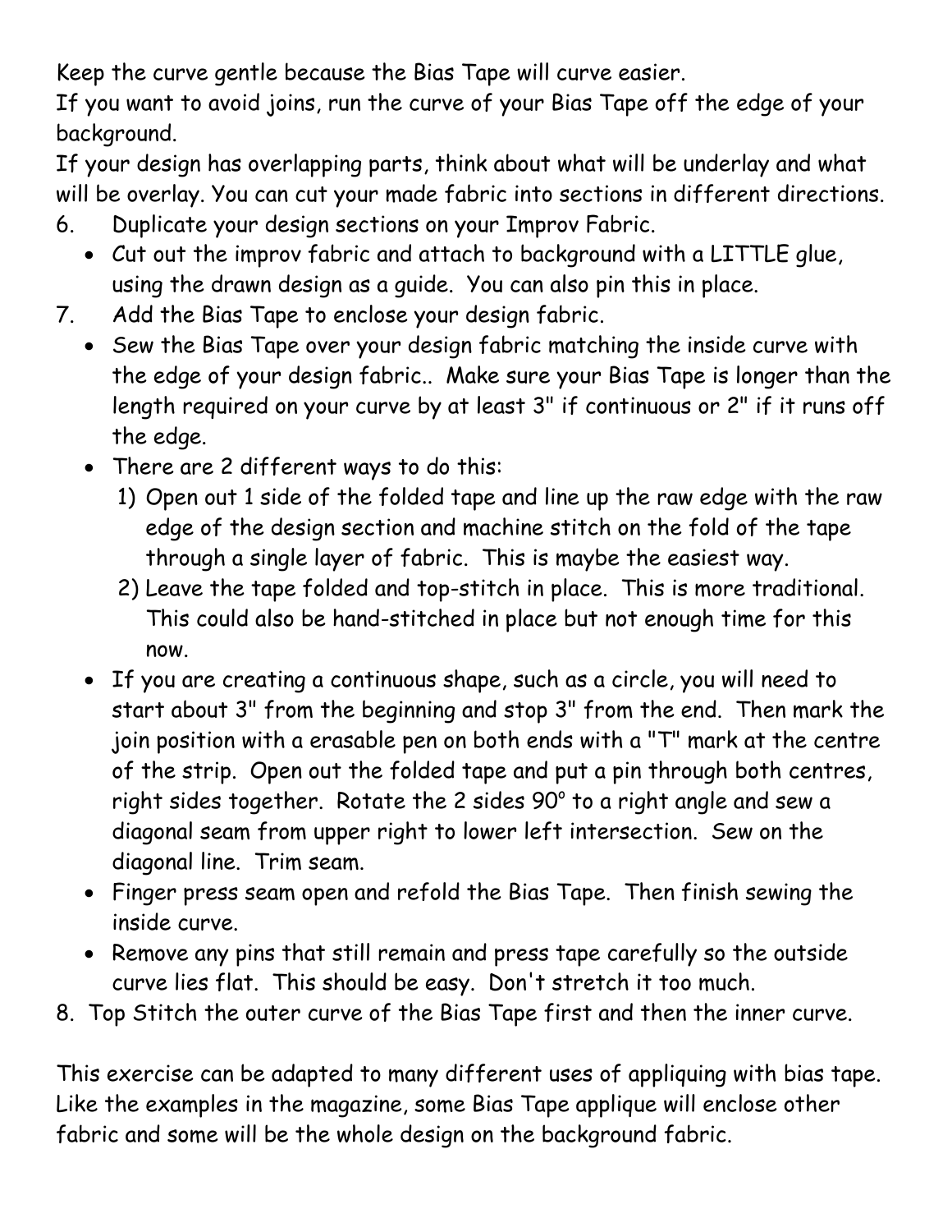Keep the curve gentle because the Bias Tape will curve easier.
If you want to avoid joins, run the curve of your Bias Tape off the edge of your background.
If your design has overlapping parts, think about what will be underlay and what will be overlay. You can cut your made fabric into sections in different directions.

6. Duplicate your design sections on your Improv Fabric.
   - Cut out the improv fabric and attach to background with a LITTLE glue, using the drawn design as a guide. You can also pin this in place.
7. Add the Bias Tape to enclose your design fabric.
   - Sew the Bias Tape over your design fabric matching the inside curve with the edge of your design fabric.. Make sure your Bias Tape is longer than the length required on your curve by at least 3" if continuous or 2" if it runs off the edge.
   - There are 2 different ways to do this:
     1) Open out 1 side of the folded tape and line up the raw edge with the raw edge of the design section and machine stitch on the fold of the tape through a single layer of fabric. This is maybe the easiest way.
     2) Leave the tape folded and top-stitch in place. This is more traditional. This could also be hand-stitched in place but not enough time for this now.
   - If you are creating a continuous shape, such as a circle, you will need to start about 3" from the beginning and stop 3" from the end. Then mark the join position with a erasable pen on both ends with a "T" mark at the centre of the strip. Open out the folded tape and put a pin through both centres, right sides together. Rotate the 2 sides 90° to a right angle and sew a diagonal seam from upper right to lower left intersection. Sew on the diagonal line. Trim seam.
   - Finger press seam open and refold the Bias Tape. Then finish sewing the inside curve.
   - Remove any pins that still remain and press tape carefully so the outside curve lies flat. This should be easy. Don't stretch it too much.
8. Top Stitch the outer curve of the Bias Tape first and then the inner curve.

This exercise can be adapted to many different uses of appliquing with bias tape. Like the examples in the magazine, some Bias Tape applique will enclose other fabric and some will be the whole design on the background fabric.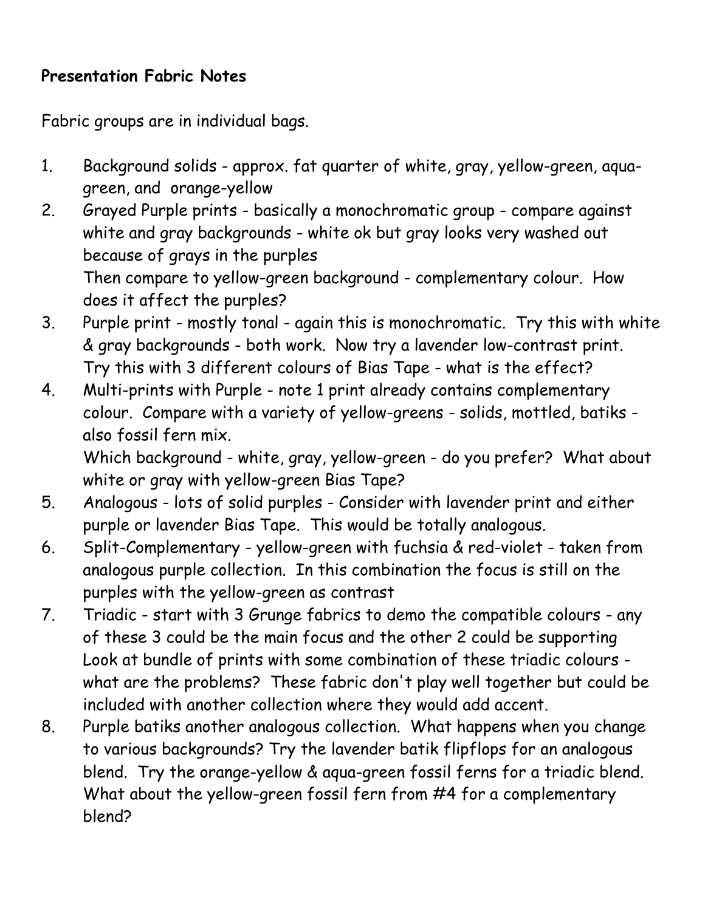**Presentation Fabric Notes**

Fabric groups are in individual bags.

1. Background solids - approx. fat quarter of white, gray, yellow-green, aqua-green, and orange-yellow
2. Grayed Purple prints - basically a monochromatic group - compare against white and gray backgrounds - white ok but gray looks very washed out because of grays in the purples
   Then compare to yellow-green background - complementary colour. How does it affect the purples?
3. Purple print - mostly tonal - again this is monochromatic. Try this with white & gray backgrounds - both work. Now try a lavender low-contrast print. Try this with 3 different colours of Bias Tape - what is the effect?
4. Multi-prints with Purple - note 1 print already contains complementary colour. Compare with a variety of yellow-greens - solids, mottled, batiks - also fossil fern mix.
   Which background - white, gray, yellow-green - do you prefer? What about white or gray with yellow-green Bias Tape?
5. Analogous - lots of solid purples - Consider with lavender print and either purple or lavender Bias Tape. This would be totally analogous.
6. Split-Complementary - yellow-green with fuchsia & red-violet - taken from analogous purple collection. In this combination the focus is still on the purples with the yellow-green as contrast
7. Triadic - start with 3 Grunge fabrics to demo the compatible colours - any of these 3 could be the main focus and the other 2 could be supporting Look at bundle of prints with some combination of these triadic colours - what are the problems? These fabric don't play well together but could be included with another collection where they would add accent.
8. Purple batiks another analogous collection. What happens when you change to various backgrounds? Try the lavender batik flipflops for an analogous blend. Try the orange-yellow & aqua-green fossil ferns for a triadic blend. What about the yellow-green fossil fern from #4 for a complementary blend?